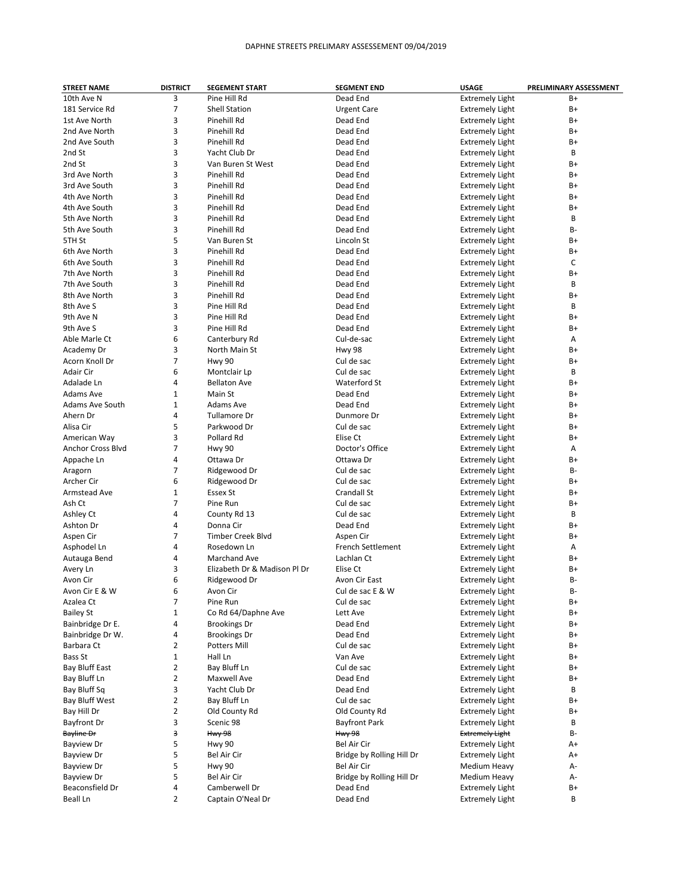# DAPHNE STREETS PRELIMARY ASSESSEMENT 09/04/2019

| STREET NAME | DISTRICT | SEGEMENT START | SEGMENT END | USAGE | PRELIMINARY ASSESSMENT |
|---|---|---|---|---|---|
| 10th Ave N | 3 | Pine Hill Rd | Dead End | Extremely Light | B+ |
| 181 Service Rd | 7 | Shell Station | Urgent Care | Extremely Light | B+ |
| 1st Ave North | 3 | Pinehill Rd | Dead End | Extremely Light | B+ |
| 2nd Ave North | 3 | Pinehill Rd | Dead End | Extremely Light | B+ |
| 2nd Ave South | 3 | Pinehill Rd | Dead End | Extremely Light | B+ |
| 2nd St | 3 | Yacht Club Dr | Dead End | Extremely Light | B |
| 2nd St | 3 | Van Buren St West | Dead End | Extremely Light | B+ |
| 3rd Ave North | 3 | Pinehill Rd | Dead End | Extremely Light | B+ |
| 3rd Ave South | 3 | Pinehill Rd | Dead End | Extremely Light | B+ |
| 4th Ave North | 3 | Pinehill Rd | Dead End | Extremely Light | B+ |
| 4th Ave South | 3 | Pinehill Rd | Dead End | Extremely Light | B+ |
| 5th Ave North | 3 | Pinehill Rd | Dead End | Extremely Light | B |
| 5th Ave South | 3 | Pinehill Rd | Dead End | Extremely Light | B- |
| 5TH St | 5 | Van Buren St | Lincoln St | Extremely Light | B+ |
| 6th Ave North | 3 | Pinehill Rd | Dead End | Extremely Light | B+ |
| 6th Ave South | 3 | Pinehill Rd | Dead End | Extremely Light | C |
| 7th Ave North | 3 | Pinehill Rd | Dead End | Extremely Light | B+ |
| 7th Ave South | 3 | Pinehill Rd | Dead End | Extremely Light | B |
| 8th Ave North | 3 | Pinehill Rd | Dead End | Extremely Light | B+ |
| 8th Ave S | 3 | Pine Hill Rd | Dead End | Extremely Light | B |
| 9th Ave N | 3 | Pine Hill Rd | Dead End | Extremely Light | B+ |
| 9th Ave S | 3 | Pine Hill Rd | Dead End | Extremely Light | B+ |
| Able Marle Ct | 6 | Canterbury Rd | Cul-de-sac | Extremely Light | A |
| Academy Dr | 3 | North Main St | Hwy 98 | Extremely Light | B+ |
| Acorn Knoll Dr | 7 | Hwy 90 | Cul de sac | Extremely Light | B+ |
| Adair Cir | 6 | Montclair Lp | Cul de sac | Extremely Light | B |
| Adalade Ln | 4 | Bellaton Ave | Waterford St | Extremely Light | B+ |
| Adams Ave | 1 | Main St | Dead End | Extremely Light | B+ |
| Adams Ave South | 1 | Adams Ave | Dead End | Extremely Light | B+ |
| Ahern Dr | 4 | Tullamore Dr | Dunmore Dr | Extremely Light | B+ |
| Alisa Cir | 5 | Parkwood Dr | Cul de sac | Extremely Light | B+ |
| American Way | 3 | Pollard Rd | Elise Ct | Extremely Light | B+ |
| Anchor Cross Blvd | 7 | Hwy 90 | Doctor's Office | Extremely Light | A |
| Appache Ln | 4 | Ottawa Dr | Ottawa Dr | Extremely Light | B+ |
| Aragorn | 7 | Ridgewood Dr | Cul de sac | Extremely Light | B- |
| Archer Cir | 6 | Ridgewood Dr | Cul de sac | Extremely Light | B+ |
| Armstead Ave | 1 | Essex St | Crandall St | Extremely Light | B+ |
| Ash Ct | 7 | Pine Run | Cul de sac | Extremely Light | B+ |
| Ashley Ct | 4 | County Rd 13 | Cul de sac | Extremely Light | B |
| Ashton Dr | 4 | Donna Cir | Dead End | Extremely Light | B+ |
| Aspen Cir | 7 | Timber Creek Blvd | Aspen Cir | Extremely Light | B+ |
| Asphodel Ln | 4 | Rosedown Ln | French Settlement | Extremely Light | A |
| Autauga Bend | 4 | Marchand Ave | Lachlan Ct | Extremely Light | B+ |
| Avery Ln | 3 | Elizabeth Dr & Madison Pl Dr | Elise Ct | Extremely Light | B+ |
| Avon Cir | 6 | Ridgewood Dr | Avon Cir East | Extremely Light | B- |
| Avon Cir E & W | 6 | Avon Cir | Cul de sac E & W | Extremely Light | B- |
| Azalea Ct | 7 | Pine Run | Cul de sac | Extremely Light | B+ |
| Bailey St | 1 | Co Rd 64/Daphne Ave | Lett Ave | Extremely Light | B+ |
| Bainbridge Dr E. | 4 | Brookings Dr | Dead End | Extremely Light | B+ |
| Bainbridge Dr W. | 4 | Brookings Dr | Dead End | Extremely Light | B+ |
| Barbara Ct | 2 | Potters Mill | Cul de sac | Extremely Light | B+ |
| Bass St | 1 | Hall Ln | Van Ave | Extremely Light | B+ |
| Bay Bluff East | 2 | Bay Bluff Ln | Cul de sac | Extremely Light | B+ |
| Bay Bluff Ln | 2 | Maxwell Ave | Dead End | Extremely Light | B+ |
| Bay Bluff Sq | 3 | Yacht Club Dr | Dead End | Extremely Light | B |
| Bay Bluff West | 2 | Bay Bluff Ln | Cul de sac | Extremely Light | B+ |
| Bay Hill Dr | 2 | Old County Rd | Old County Rd | Extremely Light | B+ |
| Bayfront Dr | 3 | Scenic 98 | Bayfront Park | Extremely Light | B |
| ~~Bayline Dr~~ | ~~3~~ | ~~Hwy 98~~ | ~~Hwy 98~~ | ~~Extremely Light~~ | B- |
| Bayview Dr | 5 | Hwy 90 | Bel Air Cir | Extremely Light | A+ |
| Bayview Dr | 5 | Bel Air Cir | Bridge by Rolling Hill Dr | Extremely Light | A+ |
| Bayview Dr | 5 | Hwy 90 | Bel Air Cir | Medium Heavy | A- |
| Bayview Dr | 5 | Bel Air Cir | Bridge by Rolling Hill Dr | Medium Heavy | A- |
| Beaconsfield Dr | 4 | Camberwell Dr | Dead End | Extremely Light | B+ |
| Beall Ln | 2 | Captain O'Neal Dr | Dead End | Extremely Light | B |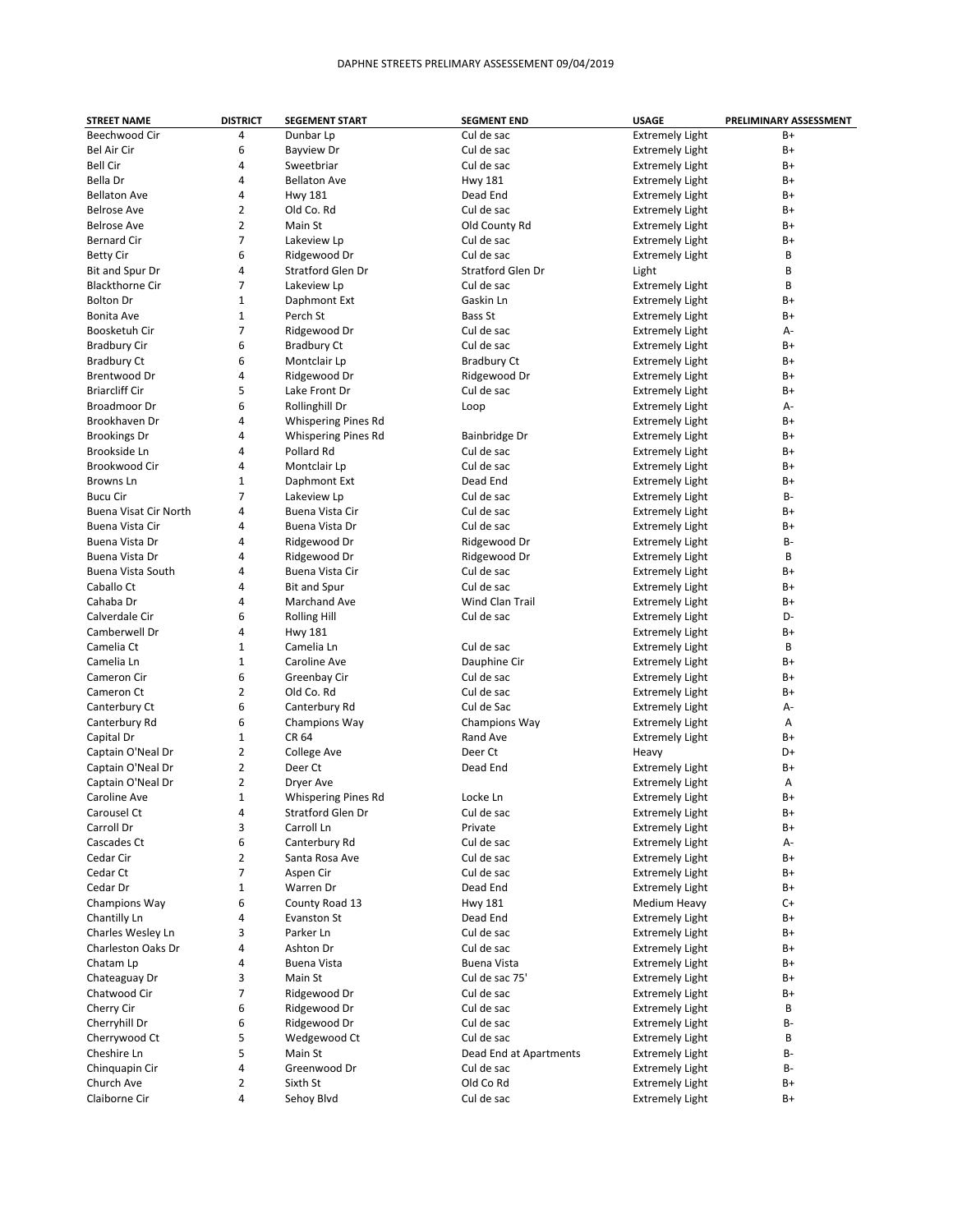DAPHNE STREETS PRELIMARY ASSESSEMENT 09/04/2019

| STREET NAME | DISTRICT | SEGEMENT START | SEGMENT END | USAGE | PRELIMINARY ASSESSMENT |
|---|---|---|---|---|---|
| Beechwood Cir | 4 | Dunbar Lp | Cul de sac | Extremely Light | B+ |
| Bel Air Cir | 6 | Bayview Dr | Cul de sac | Extremely Light | B+ |
| Bell Cir | 4 | Sweetbriar | Cul de sac | Extremely Light | B+ |
| Bella Dr | 4 | Bellaton Ave | Hwy 181 | Extremely Light | B+ |
| Bellaton Ave | 4 | Hwy 181 | Dead End | Extremely Light | B+ |
| Belrose Ave | 2 | Old Co. Rd | Cul de sac | Extremely Light | B+ |
| Belrose Ave | 2 | Main St | Old County Rd | Extremely Light | B+ |
| Bernard Cir | 7 | Lakeview Lp | Cul de sac | Extremely Light | B+ |
| Betty Cir | 6 | Ridgewood Dr | Cul de sac | Extremely Light | B |
| Bit and Spur Dr | 4 | Stratford Glen Dr | Stratford Glen Dr | Light | B |
| Blackthorne Cir | 7 | Lakeview Lp | Cul de sac | Extremely Light | B |
| Bolton Dr | 1 | Daphmont Ext | Gaskin Ln | Extremely Light | B+ |
| Bonita Ave | 1 | Perch St | Bass St | Extremely Light | B+ |
| Boosketuh Cir | 7 | Ridgewood Dr | Cul de sac | Extremely Light | A- |
| Bradbury Cir | 6 | Bradbury Ct | Cul de sac | Extremely Light | B+ |
| Bradbury Ct | 6 | Montclair Lp | Bradbury Ct | Extremely Light | B+ |
| Brentwood Dr | 4 | Ridgewood Dr | Ridgewood Dr | Extremely Light | B+ |
| Briarcliff Cir | 5 | Lake Front Dr | Cul de sac | Extremely Light | B+ |
| Broadmoor Dr | 6 | Rollinghill Dr | Loop | Extremely Light | A- |
| Brookhaven Dr | 4 | Whispering Pines Rd | | Extremely Light | B+ |
| Brookings Dr | 4 | Whispering Pines Rd | Bainbridge Dr | Extremely Light | B+ |
| Brookside Ln | 4 | Pollard Rd | Cul de sac | Extremely Light | B+ |
| Brookwood Cir | 4 | Montclair Lp | Cul de sac | Extremely Light | B+ |
| Browns Ln | 1 | Daphmont Ext | Dead End | Extremely Light | B+ |
| Bucu Cir | 7 | Lakeview Lp | Cul de sac | Extremely Light | B- |
| Buena Visat Cir North | 4 | Buena Vista Cir | Cul de sac | Extremely Light | B+ |
| Buena Vista Cir | 4 | Buena Vista Dr | Cul de sac | Extremely Light | B+ |
| Buena Vista Dr | 4 | Ridgewood Dr | Ridgewood Dr | Extremely Light | B- |
| Buena Vista Dr | 4 | Ridgewood Dr | Ridgewood Dr | Extremely Light | B |
| Buena Vista South | 4 | Buena Vista Cir | Cul de sac | Extremely Light | B+ |
| Caballo Ct | 4 | Bit and Spur | Cul de sac | Extremely Light | B+ |
| Cahaba Dr | 4 | Marchand Ave | Wind Clan Trail | Extremely Light | B+ |
| Calverdale Cir | 6 | Rolling Hill | Cul de sac | Extremely Light | D- |
| Camberwell Dr | 4 | Hwy 181 | | Extremely Light | B+ |
| Camelia Ct | 1 | Camelia Ln | Cul de sac | Extremely Light | B |
| Camelia Ln | 1 | Caroline Ave | Dauphine Cir | Extremely Light | B+ |
| Cameron Cir | 6 | Greenbay Cir | Cul de sac | Extremely Light | B+ |
| Cameron Ct | 2 | Old Co. Rd | Cul de sac | Extremely Light | B+ |
| Canterbury Ct | 6 | Canterbury Rd | Cul de Sac | Extremely Light | A- |
| Canterbury Rd | 6 | Champions Way | Champions Way | Extremely Light | A |
| Capital Dr | 1 | CR 64 | Rand Ave | Extremely Light | B+ |
| Captain O'Neal Dr | 2 | College Ave | Deer Ct | Heavy | D+ |
| Captain O'Neal Dr | 2 | Deer Ct | Dead End | Extremely Light | B+ |
| Captain O'Neal Dr | 2 | Dryer Ave | | Extremely Light | A |
| Caroline Ave | 1 | Whispering Pines Rd | Locke Ln | Extremely Light | B+ |
| Carousel Ct | 4 | Stratford Glen Dr | Cul de sac | Extremely Light | B+ |
| Carroll Dr | 3 | Carroll Ln | Private | Extremely Light | B+ |
| Cascades Ct | 6 | Canterbury Rd | Cul de sac | Extremely Light | A- |
| Cedar Cir | 2 | Santa Rosa Ave | Cul de sac | Extremely Light | B+ |
| Cedar Ct | 7 | Aspen Cir | Cul de sac | Extremely Light | B+ |
| Cedar Dr | 1 | Warren Dr | Dead End | Extremely Light | B+ |
| Champions Way | 6 | County Road 13 | Hwy 181 | Medium Heavy | C+ |
| Chantilly Ln | 4 | Evanston St | Dead End | Extremely Light | B+ |
| Charles Wesley Ln | 3 | Parker Ln | Cul de sac | Extremely Light | B+ |
| Charleston Oaks Dr | 4 | Ashton Dr | Cul de sac | Extremely Light | B+ |
| Chatam Lp | 4 | Buena Vista | Buena Vista | Extremely Light | B+ |
| Chateaguay Dr | 3 | Main St | Cul de sac 75' | Extremely Light | B+ |
| Chatwood Cir | 7 | Ridgewood Dr | Cul de sac | Extremely Light | B+ |
| Cherry Cir | 6 | Ridgewood Dr | Cul de sac | Extremely Light | B |
| Cherryhill Dr | 6 | Ridgewood Dr | Cul de sac | Extremely Light | B- |
| Cherrywood Ct | 5 | Wedgewood Ct | Cul de sac | Extremely Light | B |
| Cheshire Ln | 5 | Main St | Dead End at Apartments | Extremely Light | B- |
| Chinquapin Cir | 4 | Greenwood Dr | Cul de sac | Extremely Light | B- |
| Church Ave | 2 | Sixth St | Old Co Rd | Extremely Light | B+ |
| Claiborne Cir | 4 | Sehoy Blvd | Cul de sac | Extremely Light | B+ |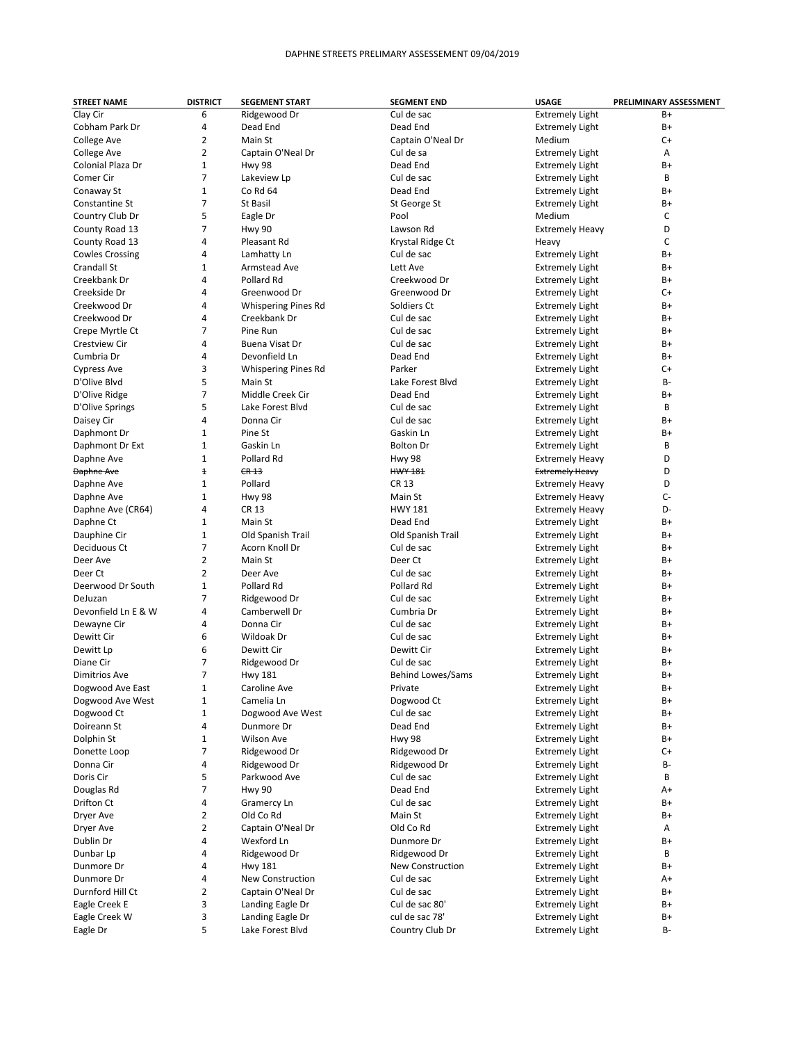DAPHNE STREETS PRELIMARY ASSESSEMENT 09/04/2019

| STREET NAME | DISTRICT | SEGEMENT START | SEGMENT END | USAGE | PRELIMINARY ASSESSMENT |
|---|---|---|---|---|---|
| Clay Cir | 6 | Ridgewood Dr | Cul de sac | Extremely Light | B+ |
| Cobham Park Dr | 4 | Dead End | Dead End | Extremely Light | B+ |
| College Ave | 2 | Main St | Captain O'Neal Dr | Medium | C+ |
| College Ave | 2 | Captain O'Neal Dr | Cul de sa | Extremely Light | A |
| Colonial Plaza Dr | 1 | Hwy 98 | Dead End | Extremely Light | B+ |
| Comer Cir | 7 | Lakeview Lp | Cul de sac | Extremely Light | B |
| Conaway St | 1 | Co Rd 64 | Dead End | Extremely Light | B+ |
| Constantine St | 7 | St Basil | St George St | Extremely Light | B+ |
| Country Club Dr | 5 | Eagle Dr | Pool | Medium | C |
| County Road 13 | 7 | Hwy 90 | Lawson Rd | Extremely Heavy | D |
| County Road 13 | 4 | Pleasant Rd | Krystal Ridge Ct | Heavy | C |
| Cowles Crossing | 4 | Lamhatty Ln | Cul de sac | Extremely Light | B+ |
| Crandall St | 1 | Armstead Ave | Lett Ave | Extremely Light | B+ |
| Creekbank Dr | 4 | Pollard Rd | Creekwood Dr | Extremely Light | B+ |
| Creekside Dr | 4 | Greenwood Dr | Greenwood Dr | Extremely Light | C+ |
| Creekwood Dr | 4 | Whispering Pines Rd | Soldiers Ct | Extremely Light | B+ |
| Creekwood Dr | 4 | Creekbank Dr | Cul de sac | Extremely Light | B+ |
| Crepe Myrtle Ct | 7 | Pine Run | Cul de sac | Extremely Light | B+ |
| Crestview Cir | 4 | Buena Visat Dr | Cul de sac | Extremely Light | B+ |
| Cumbria Dr | 4 | Devonfield Ln | Dead End | Extremely Light | B+ |
| Cypress Ave | 3 | Whispering Pines Rd | Parker | Extremely Light | C+ |
| D'Olive Blvd | 5 | Main St | Lake Forest Blvd | Extremely Light | B- |
| D'Olive Ridge | 7 | Middle Creek Cir | Dead End | Extremely Light | B+ |
| D'Olive Springs | 5 | Lake Forest Blvd | Cul de sac | Extremely Light | B |
| Daisey Cir | 4 | Donna Cir | Cul de sac | Extremely Light | B+ |
| Daphmont Dr | 1 | Pine St | Gaskin Ln | Extremely Light | B+ |
| Daphmont Dr Ext | 1 | Gaskin Ln | Bolton Dr | Extremely Light | B |
| Daphne Ave | 1 | Pollard Rd | Hwy 98 | Extremely Heavy | D |
| ~~Daphne Ave~~ | ~~1~~ | ~~CR 13~~ | ~~HWY 181~~ | ~~Extremely Heavy~~ | D |
| Daphne Ave | 1 | Pollard | CR 13 | Extremely Heavy | D |
| Daphne Ave | 1 | Hwy 98 | Main St | Extremely Heavy | C- |
| Daphne Ave (CR64) | 4 | CR 13 | HWY 181 | Extremely Heavy | D- |
| Daphne Ct | 1 | Main St | Dead End | Extremely Light | B+ |
| Dauphine Cir | 1 | Old Spanish Trail | Old Spanish Trail | Extremely Light | B+ |
| Deciduous Ct | 7 | Acorn Knoll Dr | Cul de sac | Extremely Light | B+ |
| Deer Ave | 2 | Main St | Deer Ct | Extremely Light | B+ |
| Deer Ct | 2 | Deer Ave | Cul de sac | Extremely Light | B+ |
| Deerwood Dr South | 1 | Pollard Rd | Pollard Rd | Extremely Light | B+ |
| DeJuzan | 7 | Ridgewood Dr | Cul de sac | Extremely Light | B+ |
| Devonfield Ln E & W | 4 | Camberwell Dr | Cumbria Dr | Extremely Light | B+ |
| Dewayne Cir | 4 | Donna Cir | Cul de sac | Extremely Light | B+ |
| Dewitt Cir | 6 | Wildoak Dr | Cul de sac | Extremely Light | B+ |
| Dewitt Lp | 6 | Dewitt Cir | Dewitt Cir | Extremely Light | B+ |
| Diane Cir | 7 | Ridgewood Dr | Cul de sac | Extremely Light | B+ |
| Dimitrios Ave | 7 | Hwy 181 | Behind Lowes/Sams | Extremely Light | B+ |
| Dogwood Ave East | 1 | Caroline Ave | Private | Extremely Light | B+ |
| Dogwood Ave West | 1 | Camelia Ln | Dogwood Ct | Extremely Light | B+ |
| Dogwood Ct | 1 | Dogwood Ave West | Cul de sac | Extremely Light | B+ |
| Doireann St | 4 | Dunmore Dr | Dead End | Extremely Light | B+ |
| Dolphin St | 1 | Wilson Ave | Hwy 98 | Extremely Light | B+ |
| Donette Loop | 7 | Ridgewood Dr | Ridgewood Dr | Extremely Light | C+ |
| Donna Cir | 4 | Ridgewood Dr | Ridgewood Dr | Extremely Light | B- |
| Doris Cir | 5 | Parkwood Ave | Cul de sac | Extremely Light | B |
| Douglas Rd | 7 | Hwy 90 | Dead End | Extremely Light | A+ |
| Drifton Ct | 4 | Gramercy Ln | Cul de sac | Extremely Light | B+ |
| Dryer Ave | 2 | Old Co Rd | Main St | Extremely Light | B+ |
| Dryer Ave | 2 | Captain O'Neal Dr | Old Co Rd | Extremely Light | A |
| Dublin Dr | 4 | Wexford Ln | Dunmore Dr | Extremely Light | B+ |
| Dunbar Lp | 4 | Ridgewood Dr | Ridgewood Dr | Extremely Light | B |
| Dunmore Dr | 4 | Hwy 181 | New Construction | Extremely Light | B+ |
| Dunmore Dr | 4 | New Construction | Cul de sac | Extremely Light | A+ |
| Durnford Hill Ct | 2 | Captain O'Neal Dr | Cul de sac | Extremely Light | B+ |
| Eagle Creek E | 3 | Landing Eagle Dr | Cul de sac 80' | Extremely Light | B+ |
| Eagle Creek W | 3 | Landing Eagle Dr | cul de sac 78' | Extremely Light | B+ |
| Eagle Dr | 5 | Lake Forest Blvd | Country Club Dr | Extremely Light | B- |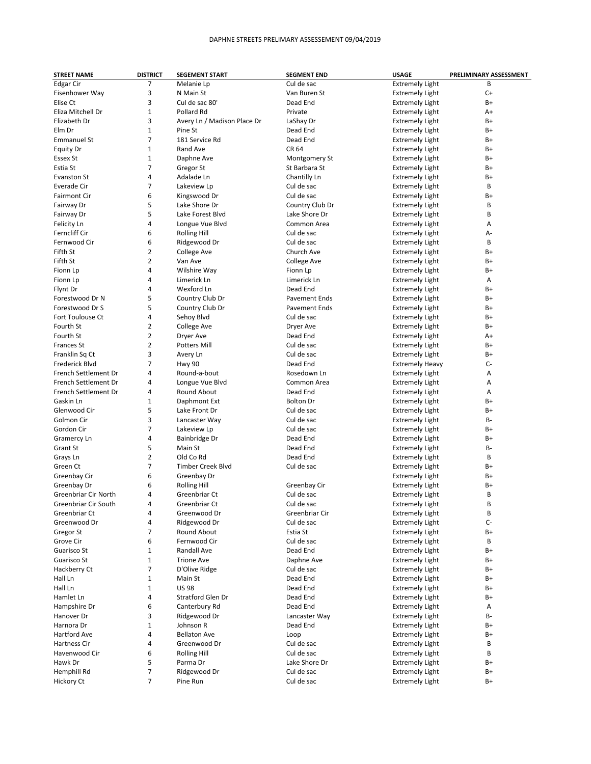DAPHNE STREETS PRELIMARY ASSESSEMENT 09/04/2019

| STREET NAME | DISTRICT | SEGEMENT START | SEGMENT END | USAGE | PRELIMINARY ASSESSMENT |
|---|---|---|---|---|---|
| Edgar Cir | 7 | Melanie Lp | Cul de sac | Extremely Light | B |
| Eisenhower Way | 3 | N Main St | Van Buren St | Extremely Light | C+ |
| Elise Ct | 3 | Cul de sac 80' | Dead End | Extremely Light | B+ |
| Eliza Mitchell Dr | 1 | Pollard Rd | Private | Extremely Light | A+ |
| Elizabeth Dr | 3 | Avery Ln / Madison Place Dr | LaShay Dr | Extremely Light | B+ |
| Elm Dr | 1 | Pine St | Dead End | Extremely Light | B+ |
| Emmanuel St | 7 | 181 Service Rd | Dead End | Extremely Light | B+ |
| Equity Dr | 1 | Rand Ave | CR 64 | Extremely Light | B+ |
| Essex St | 1 | Daphne Ave | Montgomery St | Extremely Light | B+ |
| Estia St | 7 | Gregor St | St Barbara St | Extremely Light | B+ |
| Evanston St | 4 | Adalade Ln | Chantilly Ln | Extremely Light | B+ |
| Everade Cir | 7 | Lakeview Lp | Cul de sac | Extremely Light | B |
| Fairmont Cir | 6 | Kingswood Dr | Cul de sac | Extremely Light | B+ |
| Fairway Dr | 5 | Lake Shore Dr | Country Club Dr | Extremely Light | B |
| Fairway Dr | 5 | Lake Forest Blvd | Lake Shore Dr | Extremely Light | B |
| Felicity Ln | 4 | Longue Vue Blvd | Common Area | Extremely Light | A |
| Ferncliff Cir | 6 | Rolling Hill | Cul de sac | Extremely Light | A- |
| Fernwood Cir | 6 | Ridgewood Dr | Cul de sac | Extremely Light | B |
| Fifth St | 2 | College Ave | Church Ave | Extremely Light | B+ |
| Fifth St | 2 | Van Ave | College Ave | Extremely Light | B+ |
| Fionn Lp | 4 | Wilshire Way | Fionn Lp | Extremely Light | B+ |
| Fionn Lp | 4 | Limerick Ln | Limerick Ln | Extremely Light | A |
| Flynt Dr | 4 | Wexford Ln | Dead End | Extremely Light | B+ |
| Forestwood Dr N | 5 | Country Club Dr | Pavement Ends | Extremely Light | B+ |
| Forestwood Dr S | 5 | Country Club Dr | Pavement Ends | Extremely Light | B+ |
| Fort Toulouse Ct | 4 | Sehoy Blvd | Cul de sac | Extremely Light | B+ |
| Fourth St | 2 | College Ave | Dryer Ave | Extremely Light | B+ |
| Fourth St | 2 | Dryer Ave | Dead End | Extremely Light | A+ |
| Frances St | 2 | Potters Mill | Cul de sac | Extremely Light | B+ |
| Franklin Sq Ct | 3 | Avery Ln | Cul de sac | Extremely Light | B+ |
| Frederick Blvd | 7 | Hwy 90 | Dead End | Extremely Heavy | C- |
| French Settlement Dr | 4 | Round-a-bout | Rosedown Ln | Extremely Light | A |
| French Settlement Dr | 4 | Longue Vue Blvd | Common Area | Extremely Light | A |
| French Settlement Dr | 4 | Round About | Dead End | Extremely Light | A |
| Gaskin Ln | 1 | Daphmont Ext | Bolton Dr | Extremely Light | B+ |
| Glenwood Cir | 5 | Lake Front Dr | Cul de sac | Extremely Light | B+ |
| Golmon Cir | 3 | Lancaster Way | Cul de sac | Extremely Light | B- |
| Gordon Cir | 7 | Lakeview Lp | Cul de sac | Extremely Light | B+ |
| Gramercy Ln | 4 | Bainbridge Dr | Dead End | Extremely Light | B+ |
| Grant St | 5 | Main St | Dead End | Extremely Light | B- |
| Grays Ln | 2 | Old Co Rd | Dead End | Extremely Light | B |
| Green Ct | 7 | Timber Creek Blvd | Cul de sac | Extremely Light | B+ |
| Greenbay Cir | 6 | Greenbay Dr | | Extremely Light | B+ |
| Greenbay Dr | 6 | Rolling Hill | Greenbay Cir | Extremely Light | B+ |
| Greenbriar Cir North | 4 | Greenbriar Ct | Cul de sac | Extremely Light | B |
| Greenbriar Cir South | 4 | Greenbriar Ct | Cul de sac | Extremely Light | B |
| Greenbriar Ct | 4 | Greenwood Dr | Greenbriar Cir | Extremely Light | B |
| Greenwood Dr | 4 | Ridgewood Dr | Cul de sac | Extremely Light | C- |
| Gregor St | 7 | Round About | Estia St | Extremely Light | B+ |
| Grove Cir | 6 | Fernwood Cir | Cul de sac | Extremely Light | B |
| Guarisco St | 1 | Randall Ave | Dead End | Extremely Light | B+ |
| Guarisco St | 1 | Trione Ave | Daphne Ave | Extremely Light | B+ |
| Hackberry Ct | 7 | D'Olive Ridge | Cul de sac | Extremely Light | B+ |
| Hall Ln | 1 | Main St | Dead End | Extremely Light | B+ |
| Hall Ln | 1 | US 98 | Dead End | Extremely Light | B+ |
| Hamlet Ln | 4 | Stratford Glen Dr | Dead End | Extremely Light | B+ |
| Hampshire Dr | 6 | Canterbury Rd | Dead End | Extremely Light | A |
| Hanover Dr | 3 | Ridgewood Dr | Lancaster Way | Extremely Light | B- |
| Harnora Dr | 1 | Johnson R | Dead End | Extremely Light | B+ |
| Hartford Ave | 4 | Bellaton Ave | Loop | Extremely Light | B+ |
| Hartness Cir | 4 | Greenwood Dr | Cul de sac | Extremely Light | B |
| Havenwood Cir | 6 | Rolling Hill | Cul de sac | Extremely Light | B |
| Hawk Dr | 5 | Parma Dr | Lake Shore Dr | Extremely Light | B+ |
| Hemphill Rd | 7 | Ridgewood Dr | Cul de sac | Extremely Light | B+ |
| Hickory Ct | 7 | Pine Run | Cul de sac | Extremely Light | B+ |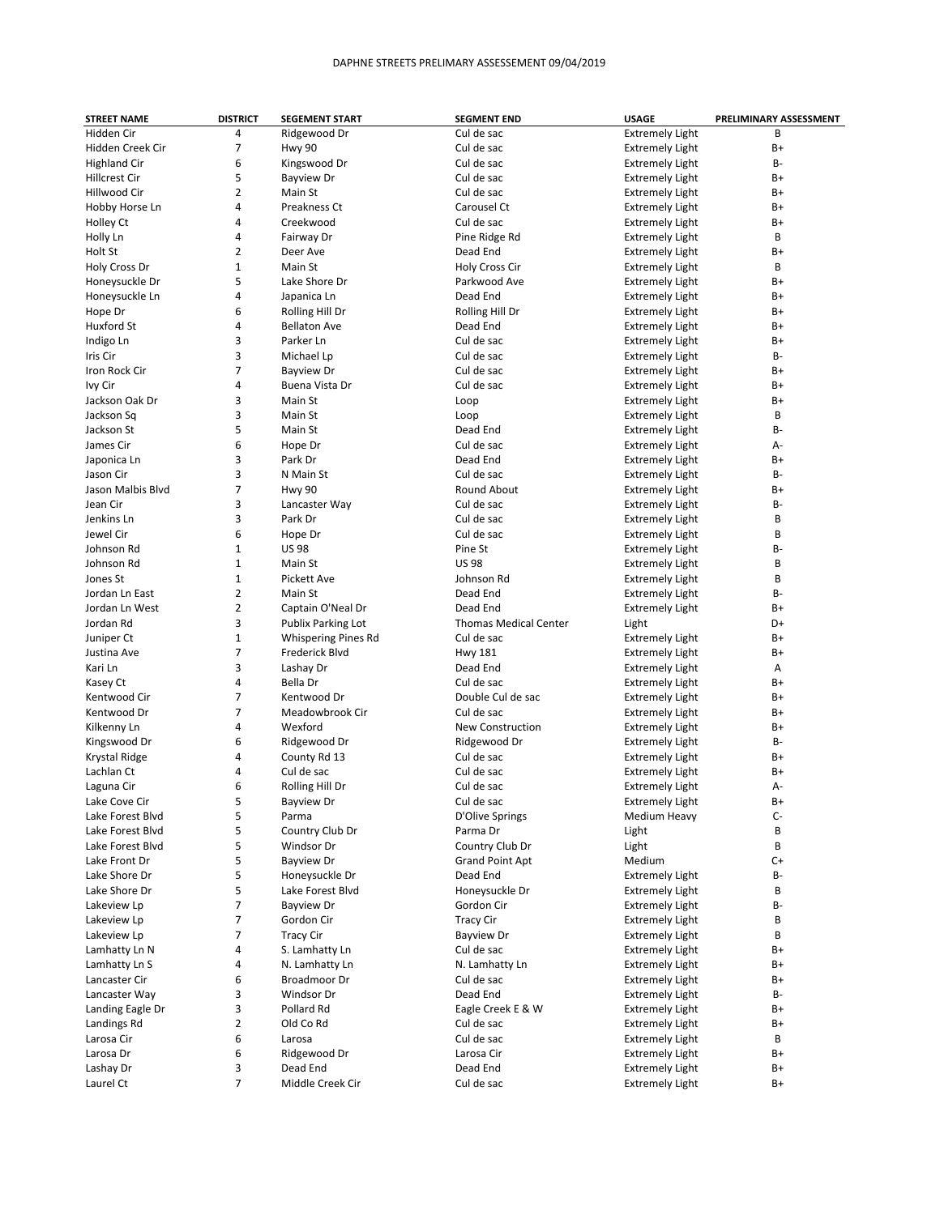DAPHNE STREETS PRELIMARY ASSESSEMENT 09/04/2019

| STREET NAME | DISTRICT | SEGEMENT START | SEGMENT END | USAGE | PRELIMINARY ASSESSMENT |
|---|---|---|---|---|---|
| Hidden Cir | 4 | Ridgewood Dr | Cul de sac | Extremely Light | B |
| Hidden Creek Cir | 7 | Hwy 90 | Cul de sac | Extremely Light | B+ |
| Highland Cir | 6 | Kingswood Dr | Cul de sac | Extremely Light | B- |
| Hillcrest Cir | 5 | Bayview Dr | Cul de sac | Extremely Light | B+ |
| Hillwood Cir | 2 | Main St | Cul de sac | Extremely Light | B+ |
| Hobby Horse Ln | 4 | Preakness Ct | Carousel Ct | Extremely Light | B+ |
| Holley Ct | 4 | Creekwood | Cul de sac | Extremely Light | B+ |
| Holly Ln | 4 | Fairway Dr | Pine Ridge Rd | Extremely Light | B |
| Holt St | 2 | Deer Ave | Dead End | Extremely Light | B+ |
| Holy Cross Dr | 1 | Main St | Holy Cross Cir | Extremely Light | B |
| Honeysuckle Dr | 5 | Lake Shore Dr | Parkwood Ave | Extremely Light | B+ |
| Honeysuckle Ln | 4 | Japanica Ln | Dead End | Extremely Light | B+ |
| Hope Dr | 6 | Rolling Hill Dr | Rolling Hill Dr | Extremely Light | B+ |
| Huxford St | 4 | Bellaton Ave | Dead End | Extremely Light | B+ |
| Indigo Ln | 3 | Parker Ln | Cul de sac | Extremely Light | B+ |
| Iris Cir | 3 | Michael Lp | Cul de sac | Extremely Light | B- |
| Iron Rock Cir | 7 | Bayview Dr | Cul de sac | Extremely Light | B+ |
| Ivy Cir | 4 | Buena Vista Dr | Cul de sac | Extremely Light | B+ |
| Jackson Oak Dr | 3 | Main St | Loop | Extremely Light | B+ |
| Jackson Sq | 3 | Main St | Loop | Extremely Light | B |
| Jackson St | 5 | Main St | Dead End | Extremely Light | B- |
| James Cir | 6 | Hope Dr | Cul de sac | Extremely Light | A- |
| Japonica Ln | 3 | Park Dr | Dead End | Extremely Light | B+ |
| Jason Cir | 3 | N Main St | Cul de sac | Extremely Light | B- |
| Jason Malbis Blvd | 7 | Hwy 90 | Round About | Extremely Light | B+ |
| Jean Cir | 3 | Lancaster Way | Cul de sac | Extremely Light | B- |
| Jenkins Ln | 3 | Park Dr | Cul de sac | Extremely Light | B |
| Jewel Cir | 6 | Hope Dr | Cul de sac | Extremely Light | B |
| Johnson Rd | 1 | US 98 | Pine St | Extremely Light | B- |
| Johnson Rd | 1 | Main St | US 98 | Extremely Light | B |
| Jones St | 1 | Pickett Ave | Johnson Rd | Extremely Light | B |
| Jordan Ln East | 2 | Main St | Dead End | Extremely Light | B- |
| Jordan Ln West | 2 | Captain O'Neal Dr | Dead End | Extremely Light | B+ |
| Jordan Rd | 3 | Publix Parking Lot | Thomas Medical Center | Light | D+ |
| Juniper Ct | 1 | Whispering Pines Rd | Cul de sac | Extremely Light | B+ |
| Justina Ave | 7 | Frederick Blvd | Hwy 181 | Extremely Light | B+ |
| Kari Ln | 3 | Lashay Dr | Dead End | Extremely Light | A |
| Kasey Ct | 4 | Bella Dr | Cul de sac | Extremely Light | B+ |
| Kentwood Cir | 7 | Kentwood Dr | Double Cul de sac | Extremely Light | B+ |
| Kentwood Dr | 7 | Meadowbrook Cir | Cul de sac | Extremely Light | B+ |
| Kilkenny Ln | 4 | Wexford | New Construction | Extremely Light | B+ |
| Kingswood Dr | 6 | Ridgewood Dr | Ridgewood Dr | Extremely Light | B- |
| Krystal Ridge | 4 | County Rd 13 | Cul de sac | Extremely Light | B+ |
| Lachlan Ct | 4 | Cul de sac | Cul de sac | Extremely Light | B+ |
| Laguna Cir | 6 | Rolling Hill Dr | Cul de sac | Extremely Light | A- |
| Lake Cove Cir | 5 | Bayview Dr | Cul de sac | Extremely Light | B+ |
| Lake Forest Blvd | 5 | Parma | D'Olive Springs | Medium Heavy | C- |
| Lake Forest Blvd | 5 | Country Club Dr | Parma Dr | Light | B |
| Lake Forest Blvd | 5 | Windsor Dr | Country Club Dr | Light | B |
| Lake Front Dr | 5 | Bayview Dr | Grand Point Apt | Medium | C+ |
| Lake Shore Dr | 5 | Honeysuckle Dr | Dead End | Extremely Light | B- |
| Lake Shore Dr | 5 | Lake Forest Blvd | Honeysuckle Dr | Extremely Light | B |
| Lakeview Lp | 7 | Bayview Dr | Gordon Cir | Extremely Light | B- |
| Lakeview Lp | 7 | Gordon Cir | Tracy Cir | Extremely Light | B |
| Lakeview Lp | 7 | Tracy Cir | Bayview Dr | Extremely Light | B |
| Lamhatty Ln N | 4 | S. Lamhatty Ln | Cul de sac | Extremely Light | B+ |
| Lamhatty Ln S | 4 | N. Lamhatty Ln | N. Lamhatty Ln | Extremely Light | B+ |
| Lancaster Cir | 6 | Broadmoor Dr | Cul de sac | Extremely Light | B+ |
| Lancaster Way | 3 | Windsor Dr | Dead End | Extremely Light | B- |
| Landing Eagle Dr | 3 | Pollard Rd | Eagle Creek E & W | Extremely Light | B+ |
| Landings Rd | 2 | Old Co Rd | Cul de sac | Extremely Light | B+ |
| Larosa Cir | 6 | Larosa | Cul de sac | Extremely Light | B |
| Larosa Dr | 6 | Ridgewood Dr | Larosa Cir | Extremely Light | B+ |
| Lashay Dr | 3 | Dead End | Dead End | Extremely Light | B+ |
| Laurel Ct | 7 | Middle Creek Cir | Cul de sac | Extremely Light | B+ |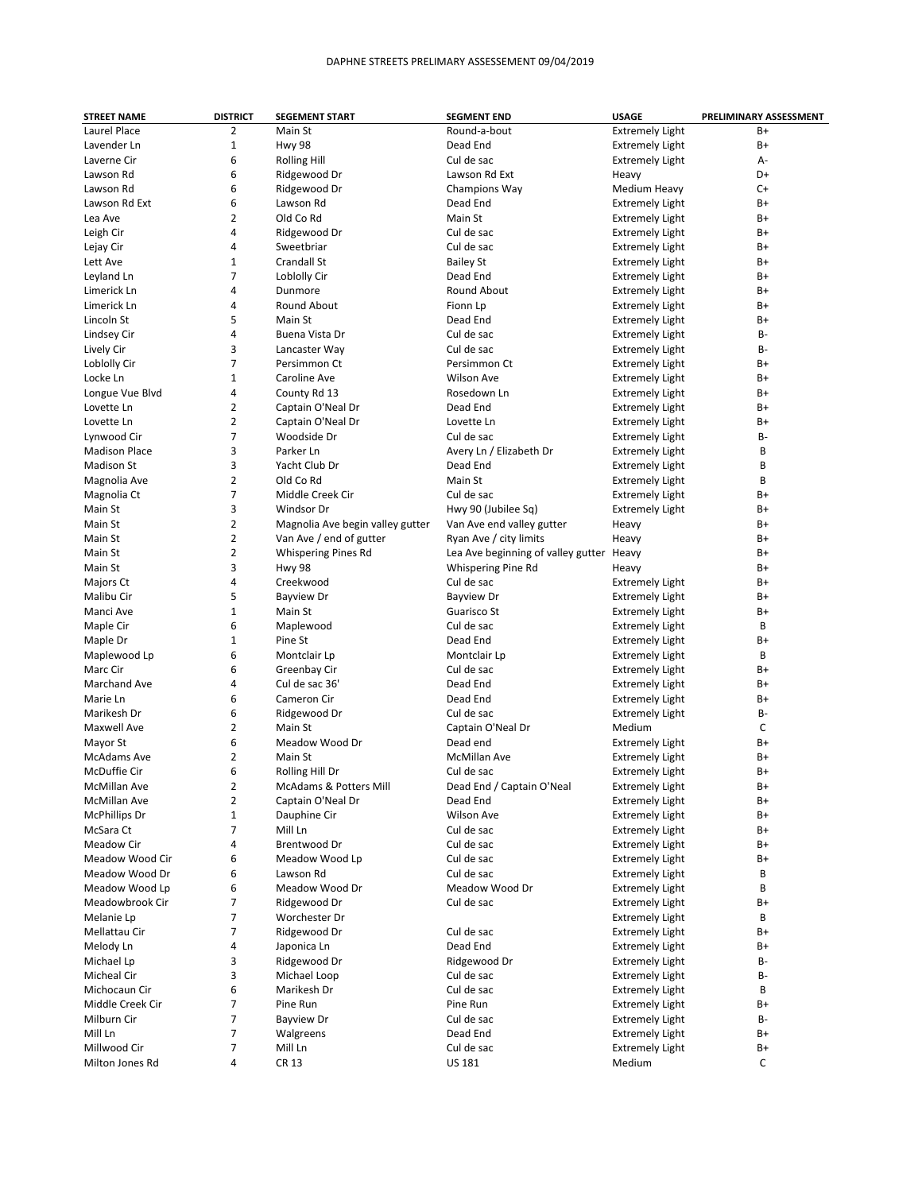DAPHNE STREETS PRELIMARY ASSESSEMENT 09/04/2019

| STREET NAME | DISTRICT | SEGEMENT START | SEGMENT END | USAGE | PRELIMINARY ASSESSMENT |
|---|---|---|---|---|---|
| Laurel Place | 2 | Main St | Round-a-bout | Extremely Light | B+ |
| Lavender Ln | 1 | Hwy 98 | Dead End | Extremely Light | B+ |
| Laverne Cir | 6 | Rolling Hill | Cul de sac | Extremely Light | A- |
| Lawson Rd | 6 | Ridgewood Dr | Lawson Rd Ext | Heavy | D+ |
| Lawson Rd | 6 | Ridgewood Dr | Champions Way | Medium Heavy | C+ |
| Lawson Rd Ext | 6 | Lawson Rd | Dead End | Extremely Light | B+ |
| Lea Ave | 2 | Old Co Rd | Main St | Extremely Light | B+ |
| Leigh Cir | 4 | Ridgewood Dr | Cul de sac | Extremely Light | B+ |
| Lejay Cir | 4 | Sweetbriar | Cul de sac | Extremely Light | B+ |
| Lett Ave | 1 | Crandall St | Bailey St | Extremely Light | B+ |
| Leyland Ln | 7 | Loblolly Cir | Dead End | Extremely Light | B+ |
| Limerick Ln | 4 | Dunmore | Round About | Extremely Light | B+ |
| Limerick Ln | 4 | Round About | Fionn Lp | Extremely Light | B+ |
| Lincoln St | 5 | Main St | Dead End | Extremely Light | B+ |
| Lindsey Cir | 4 | Buena Vista Dr | Cul de sac | Extremely Light | B- |
| Lively Cir | 3 | Lancaster Way | Cul de sac | Extremely Light | B- |
| Loblolly Cir | 7 | Persimmon Ct | Persimmon Ct | Extremely Light | B+ |
| Locke Ln | 1 | Caroline Ave | Wilson Ave | Extremely Light | B+ |
| Longue Vue Blvd | 4 | County Rd 13 | Rosedown Ln | Extremely Light | B+ |
| Lovette Ln | 2 | Captain O'Neal Dr | Dead End | Extremely Light | B+ |
| Lovette Ln | 2 | Captain O'Neal Dr | Lovette Ln | Extremely Light | B+ |
| Lynwood Cir | 7 | Woodside Dr | Cul de sac | Extremely Light | B- |
| Madison Place | 3 | Parker Ln | Avery Ln / Elizabeth Dr | Extremely Light | B |
| Madison St | 3 | Yacht Club Dr | Dead End | Extremely Light | B |
| Magnolia Ave | 2 | Old Co Rd | Main St | Extremely Light | B |
| Magnolia Ct | 7 | Middle Creek Cir | Cul de sac | Extremely Light | B+ |
| Main St | 3 | Windsor Dr | Hwy 90 (Jubilee Sq) | Extremely Light | B+ |
| Main St | 2 | Magnolia Ave begin valley gutter | Van Ave end valley gutter | Heavy | B+ |
| Main St | 2 | Van Ave / end of gutter | Ryan Ave / city limits | Heavy | B+ |
| Main St | 2 | Whispering Pines Rd | Lea Ave beginning of valley gutter | Heavy | B+ |
| Main St | 3 | Hwy 98 | Whispering Pine Rd | Heavy | B+ |
| Majors Ct | 4 | Creekwood | Cul de sac | Extremely Light | B+ |
| Malibu Cir | 5 | Bayview Dr | Bayview Dr | Extremely Light | B+ |
| Manci Ave | 1 | Main St | Guarisco St | Extremely Light | B+ |
| Maple Cir | 6 | Maplewood | Cul de sac | Extremely Light | B |
| Maple Dr | 1 | Pine St | Dead End | Extremely Light | B+ |
| Maplewood Lp | 6 | Montclair Lp | Montclair Lp | Extremely Light | B |
| Marc Cir | 6 | Greenbay Cir | Cul de sac | Extremely Light | B+ |
| Marchand Ave | 4 | Cul de sac 36' | Dead End | Extremely Light | B+ |
| Marie Ln | 6 | Cameron Cir | Dead End | Extremely Light | B+ |
| Marikesh Dr | 6 | Ridgewood Dr | Cul de sac | Extremely Light | B- |
| Maxwell Ave | 2 | Main St | Captain O'Neal Dr | Medium | C |
| Mayor St | 6 | Meadow Wood Dr | Dead end | Extremely Light | B+ |
| McAdams Ave | 2 | Main St | McMillan Ave | Extremely Light | B+ |
| McDuffie Cir | 6 | Rolling Hill Dr | Cul de sac | Extremely Light | B+ |
| McMillan Ave | 2 | McAdams & Potters Mill | Dead End / Captain O'Neal | Extremely Light | B+ |
| McMillan Ave | 2 | Captain O'Neal Dr | Dead End | Extremely Light | B+ |
| McPhillips Dr | 1 | Dauphine Cir | Wilson Ave | Extremely Light | B+ |
| McSara Ct | 7 | Mill Ln | Cul de sac | Extremely Light | B+ |
| Meadow Cir | 4 | Brentwood Dr | Cul de sac | Extremely Light | B+ |
| Meadow Wood Cir | 6 | Meadow Wood Lp | Cul de sac | Extremely Light | B+ |
| Meadow Wood Dr | 6 | Lawson Rd | Cul de sac | Extremely Light | B |
| Meadow Wood Lp | 6 | Meadow Wood Dr | Meadow Wood Dr | Extremely Light | B |
| Meadowbrook Cir | 7 | Ridgewood Dr | Cul de sac | Extremely Light | B+ |
| Melanie Lp | 7 | Worchester Dr | | Extremely Light | B |
| Mellattau Cir | 7 | Ridgewood Dr | Cul de sac | Extremely Light | B+ |
| Melody Ln | 4 | Japonica Ln | Dead End | Extremely Light | B+ |
| Michael Lp | 3 | Ridgewoad Dr | Ridgewood Dr | Extremely Light | B- |
| Micheal Cir | 3 | Michael Loop | Cul de sac | Extremely Light | B- |
| Michocaun Cir | 6 | Marikesh Dr | Cul de sac | Extremely Light | B |
| Middle Creek Cir | 7 | Pine Run | Pine Run | Extremely Light | B+ |
| Milburn Cir | 7 | Bayview Dr | Cul de sac | Extremely Light | B- |
| Mill Ln | 7 | Walgreens | Dead End | Extremely Light | B+ |
| Millwood Cir | 7 | Mill Ln | Cul de sac | Extremely Light | B+ |
| Milton Jones Rd | 4 | CR 13 | US 181 | Medium | C |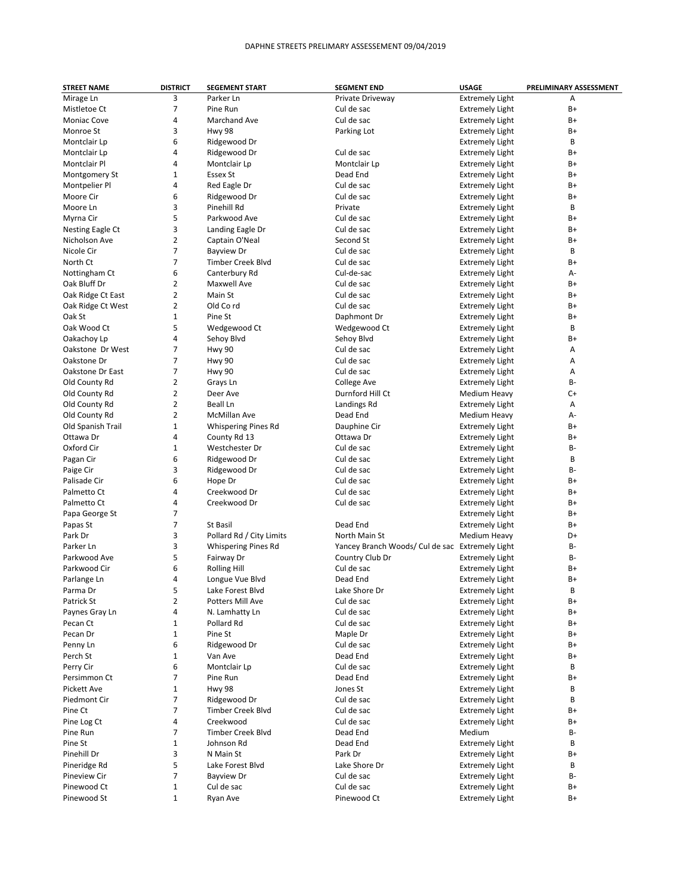DAPHNE STREETS PRELIMARY ASSESSEMENT 09/04/2019

| STREET NAME | DISTRICT | SEGEMENT START | SEGMENT END | USAGE | PRELIMINARY ASSESSMENT |
|---|---|---|---|---|---|
| Mirage Ln | 3 | Parker Ln | Private Driveway | Extremely Light | A |
| Mistletoe Ct | 7 | Pine Run | Cul de sac | Extremely Light | B+ |
| Moniac Cove | 4 | Marchand Ave | Cul de sac | Extremely Light | B+ |
| Monroe St | 3 | Hwy 98 | Parking Lot | Extremely Light | B+ |
| Montclair Lp | 6 | Ridgewood Dr | | Extremely Light | B |
| Montclair Lp | 4 | Ridgewood Dr | Cul de sac | Extremely Light | B+ |
| Montclair Pl | 4 | Montclair Lp | Montclair Lp | Extremely Light | B+ |
| Montgomery St | 1 | Essex St | Dead End | Extremely Light | B+ |
| Montpelier Pl | 4 | Red Eagle Dr | Cul de sac | Extremely Light | B+ |
| Moore Cir | 6 | Ridgewood Dr | Cul de sac | Extremely Light | B+ |
| Moore Ln | 3 | Pinehill Rd | Private | Extremely Light | B |
| Myrna Cir | 5 | Parkwood Ave | Cul de sac | Extremely Light | B+ |
| Nesting Eagle Ct | 3 | Landing Eagle Dr | Cul de sac | Extremely Light | B+ |
| Nicholson Ave | 2 | Captain O'Neal | Second St | Extremely Light | B+ |
| Nicole Cir | 7 | Bayview Dr | Cul de sac | Extremely Light | B |
| North Ct | 7 | Timber Creek Blvd | Cul de sac | Extremely Light | B+ |
| Nottingham Ct | 6 | Canterbury Rd | Cul-de-sac | Extremely Light | A- |
| Oak Bluff Dr | 2 | Maxwell Ave | Cul de sac | Extremely Light | B+ |
| Oak Ridge Ct East | 2 | Main St | Cul de sac | Extremely Light | B+ |
| Oak Ridge Ct West | 2 | Old Co rd | Cul de sac | Extremely Light | B+ |
| Oak St | 1 | Pine St | Daphmont Dr | Extremely Light | B+ |
| Oak Wood Ct | 5 | Wedgewood Ct | Wedgewood Ct | Extremely Light | B |
| Oakachoy Lp | 4 | Sehoy Blvd | Sehoy Blvd | Extremely Light | B+ |
| Oakstone Dr West | 7 | Hwy 90 | Cul de sac | Extremely Light | A |
| Oakstone Dr | 7 | Hwy 90 | Cul de sac | Extremely Light | A |
| Oakstone Dr East | 7 | Hwy 90 | Cul de sac | Extremely Light | A |
| Old County Rd | 2 | Grays Ln | College Ave | Extremely Light | B- |
| Old County Rd | 2 | Deer Ave | Durnford Hill Ct | Medium Heavy | C+ |
| Old County Rd | 2 | Beall Ln | Landings Rd | Extremely Light | A |
| Old County Rd | 2 | McMillan Ave | Dead End | Medium Heavy | A- |
| Old Spanish Trail | 1 | Whispering Pines Rd | Dauphine Cir | Extremely Light | B+ |
| Ottawa Dr | 4 | County Rd 13 | Ottawa Dr | Extremely Light | B+ |
| Oxford Cir | 1 | Westchester Dr | Cul de sac | Extremely Light | B- |
| Pagan Cir | 6 | Ridgewood Dr | Cul de sac | Extremely Light | B |
| Paige Cir | 3 | Ridgewood Dr | Cul de sac | Extremely Light | B- |
| Palisade Cir | 6 | Hope Dr | Cul de sac | Extremely Light | B+ |
| Palmetto Ct | 4 | Creekwood Dr | Cul de sac | Extremely Light | B+ |
| Palmetto Ct | 4 | Creekwood Dr | Cul de sac | Extremely Light | B+ |
| Papa George St | 7 | | | Extremely Light | B+ |
| Papas St | 7 | St Basil | Dead End | Extremely Light | B+ |
| Park Dr | 3 | Pollard Rd / City Limits | North Main St | Medium Heavy | D+ |
| Parker Ln | 3 | Whispering Pines Rd | Yancey Branch Woods/ Cul de sac | Extremely Light | B- |
| Parkwood Ave | 5 | Fairway Dr | Country Club Dr | Extremely Light | B- |
| Parkwood Cir | 6 | Rolling Hill | Cul de sac | Extremely Light | B+ |
| Parlange Ln | 4 | Longue Vue Blvd | Dead End | Extremely Light | B+ |
| Parma Dr | 5 | Lake Forest Blvd | Lake Shore Dr | Extremely Light | B |
| Patrick St | 2 | Potters Mill Ave | Cul de sac | Extremely Light | B+ |
| Paynes Gray Ln | 4 | N. Lamhatty Ln | Cul de sac | Extremely Light | B+ |
| Pecan Ct | 1 | Pollard Rd | Cul de sac | Extremely Light | B+ |
| Pecan Dr | 1 | Pine St | Maple Dr | Extremely Light | B+ |
| Penny Ln | 6 | Ridgewood Dr | Cul de sac | Extremely Light | B+ |
| Perch St | 1 | Van Ave | Dead End | Extremely Light | B+ |
| Perry Cir | 6 | Montclair Lp | Cul de sac | Extremely Light | B |
| Persimmon Ct | 7 | Pine Run | Dead End | Extremely Light | B+ |
| Pickett Ave | 1 | Hwy 98 | Jones St | Extremely Light | B |
| Piedmont Cir | 7 | Ridgewood Dr | Cul de sac | Extremely Light | B |
| Pine Ct | 7 | Timber Creek Blvd | Cul de sac | Extremely Light | B+ |
| Pine Log Ct | 4 | Creekwood | Cul de sac | Extremely Light | B+ |
| Pine Run | 7 | Timber Creek Blvd | Dead End | Medium | B- |
| Pine St | 1 | Johnson Rd | Dead End | Extremely Light | B |
| Pinehill Dr | 3 | N Main St | Park Dr | Extremely Light | B+ |
| Pineridge Rd | 5 | Lake Forest Blvd | Lake Shore Dr | Extremely Light | B |
| Pineview Cir | 7 | Bayview Dr | Cul de sac | Extremely Light | B- |
| Pinewood Ct | 1 | Cul de sac | Cul de sac | Extremely Light | B+ |
| Pinewood St | 1 | Ryan Ave | Pinewood Ct | Extremely Light | B+ |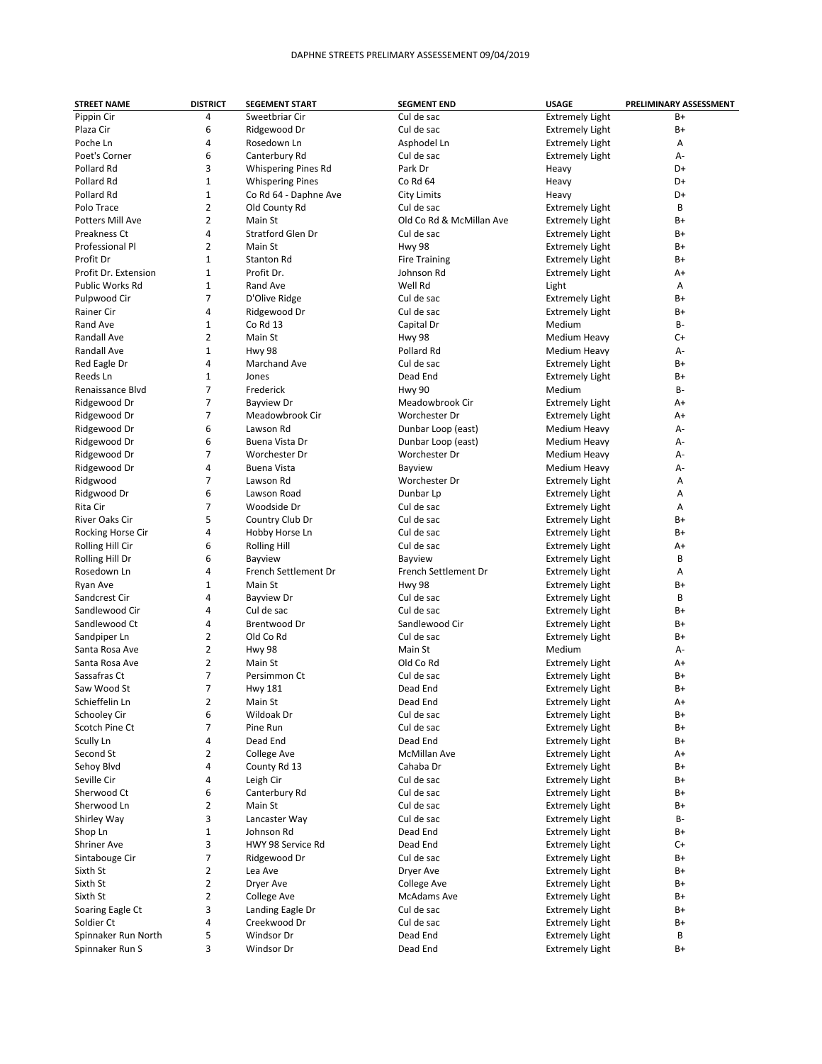DAPHNE STREETS PRELIMARY ASSESSEMENT 09/04/2019

| STREET NAME | DISTRICT | SEGEMENT START | SEGMENT END | USAGE | PRELIMINARY ASSESSMENT |
|---|---|---|---|---|---|
| Pippin Cir | 4 | Sweetbriar Cir | Cul de sac | Extremely Light | B+ |
| Plaza Cir | 6 | Ridgewood Dr | Cul de sac | Extremely Light | B+ |
| Poche Ln | 4 | Rosedown Ln | Asphodel Ln | Extremely Light | A |
| Poet's Corner | 6 | Canterbury Rd | Cul de sac | Extremely Light | A- |
| Pollard Rd | 3 | Whispering Pines Rd | Park Dr | Heavy | D+ |
| Pollard Rd | 1 | Whispering Pines | Co Rd 64 | Heavy | D+ |
| Pollard Rd | 1 | Co Rd 64 - Daphne Ave | City Limits | Heavy | D+ |
| Polo Trace | 2 | Old County Rd | Cul de sac | Extremely Light | B |
| Potters Mill Ave | 2 | Main St | Old Co Rd & McMillan Ave | Extremely Light | B+ |
| Preakness Ct | 4 | Stratford Glen Dr | Cul de sac | Extremely Light | B+ |
| Professional Pl | 2 | Main St | Hwy 98 | Extremely Light | B+ |
| Profit Dr | 1 | Stanton Rd | Fire Training | Extremely Light | B+ |
| Profit Dr. Extension | 1 | Profit Dr. | Johnson Rd | Extremely Light | A+ |
| Public Works Rd | 1 | Rand Ave | Well Rd | Light | A |
| Pulpwood Cir | 7 | D'Olive Ridge | Cul de sac | Extremely Light | B+ |
| Rainer Cir | 4 | Ridgewood Dr | Cul de sac | Extremely Light | B+ |
| Rand Ave | 1 | Co Rd 13 | Capital Dr | Medium | B- |
| Randall Ave | 2 | Main St | Hwy 98 | Medium Heavy | C+ |
| Randall Ave | 1 | Hwy 98 | Pollard Rd | Medium Heavy | A- |
| Red Eagle Dr | 4 | Marchand Ave | Cul de sac | Extremely Light | B+ |
| Reeds Ln | 1 | Jones | Dead End | Extremely Light | B+ |
| Renaissance Blvd | 7 | Frederick | Hwy 90 | Medium | B- |
| Ridgewood Dr | 7 | Bayview Dr | Meadowbrook Cir | Extremely Light | A+ |
| Ridgewood Dr | 7 | Meadowbrook Cir | Worchester Dr | Extremely Light | A+ |
| Ridgewood Dr | 6 | Lawson Rd | Dunbar Loop (east) | Medium Heavy | A- |
| Ridgewood Dr | 6 | Buena Vista Dr | Dunbar Loop (east) | Medium Heavy | A- |
| Ridgewood Dr | 7 | Worchester Dr | Worchester Dr | Medium Heavy | A- |
| Ridgewood Dr | 4 | Buena Vista | Bayview | Medium Heavy | A- |
| Ridgwood | 7 | Lawson Rd | Worchester Dr | Extremely Light | A |
| Ridgwood Dr | 6 | Lawson Road | Dunbar Lp | Extremely Light | A |
| Rita Cir | 7 | Woodside Dr | Cul de sac | Extremely Light | A |
| River Oaks Cir | 5 | Country Club Dr | Cul de sac | Extremely Light | B+ |
| Rocking Horse Cir | 4 | Hobby Horse Ln | Cul de sac | Extremely Light | B+ |
| Rolling Hill Cir | 6 | Rolling Hill | Cul de sac | Extremely Light | A+ |
| Rolling Hill Dr | 6 | Bayview | Bayview | Extremely Light | B |
| Rosedown Ln | 4 | French Settlement Dr | French Settlement Dr | Extremely Light | A |
| Ryan Ave | 1 | Main St | Hwy 98 | Extremely Light | B+ |
| Sandcrest Cir | 4 | Bayview Dr | Cul de sac | Extremely Light | B |
| Sandlewood Cir | 4 | Cul de sac | Cul de sac | Extremely Light | B+ |
| Sandlewood Ct | 4 | Brentwood Dr | Sandlewood Cir | Extremely Light | B+ |
| Sandpiper Ln | 2 | Old Co Rd | Cul de sac | Extremely Light | B+ |
| Santa Rosa Ave | 2 | Hwy 98 | Main St | Medium | A- |
| Santa Rosa Ave | 2 | Main St | Old Co Rd | Extremely Light | A+ |
| Sassafras Ct | 7 | Persimmon Ct | Cul de sac | Extremely Light | B+ |
| Saw Wood St | 7 | Hwy 181 | Dead End | Extremely Light | B+ |
| Schieffelin Ln | 2 | Main St | Dead End | Extremely Light | A+ |
| Schooley Cir | 6 | Wildoak Dr | Cul de sac | Extremely Light | B+ |
| Scotch Pine Ct | 7 | Pine Run | Cul de sac | Extremely Light | B+ |
| Scully Ln | 4 | Dead End | Dead End | Extremely Light | B+ |
| Second St | 2 | College Ave | McMillan Ave | Extremely Light | A+ |
| Sehoy Blvd | 4 | County Rd 13 | Cahaba Dr | Extremely Light | B+ |
| Seville Cir | 4 | Leigh Cir | Cul de sac | Extremely Light | B+ |
| Sherwood Ct | 6 | Canterbury Rd | Cul de sac | Extremely Light | B+ |
| Sherwood Ln | 2 | Main St | Cul de sac | Extremely Light | B+ |
| Shirley Way | 3 | Lancaster Way | Cul de sac | Extremely Light | B- |
| Shop Ln | 1 | Johnson Rd | Dead End | Extremely Light | B+ |
| Shriner Ave | 3 | HWY 98 Service Rd | Dead End | Extremely Light | C+ |
| Sintabouge Cir | 7 | Ridgewood Dr | Cul de sac | Extremely Light | B+ |
| Sixth St | 2 | Lea Ave | Dryer Ave | Extremely Light | B+ |
| Sixth St | 2 | Dryer Ave | College Ave | Extremely Light | B+ |
| Sixth St | 2 | College Ave | McAdams Ave | Extremely Light | B+ |
| Soaring Eagle Ct | 3 | Landing Eagle Dr | Cul de sac | Extremely Light | B+ |
| Soldier Ct | 4 | Creekwood Dr | Cul de sac | Extremely Light | B+ |
| Spinnaker Run North | 5 | Windsor Dr | Dead End | Extremely Light | B |
| Spinnaker Run S | 3 | Windsor Dr | Dead End | Extremely Light | B+ |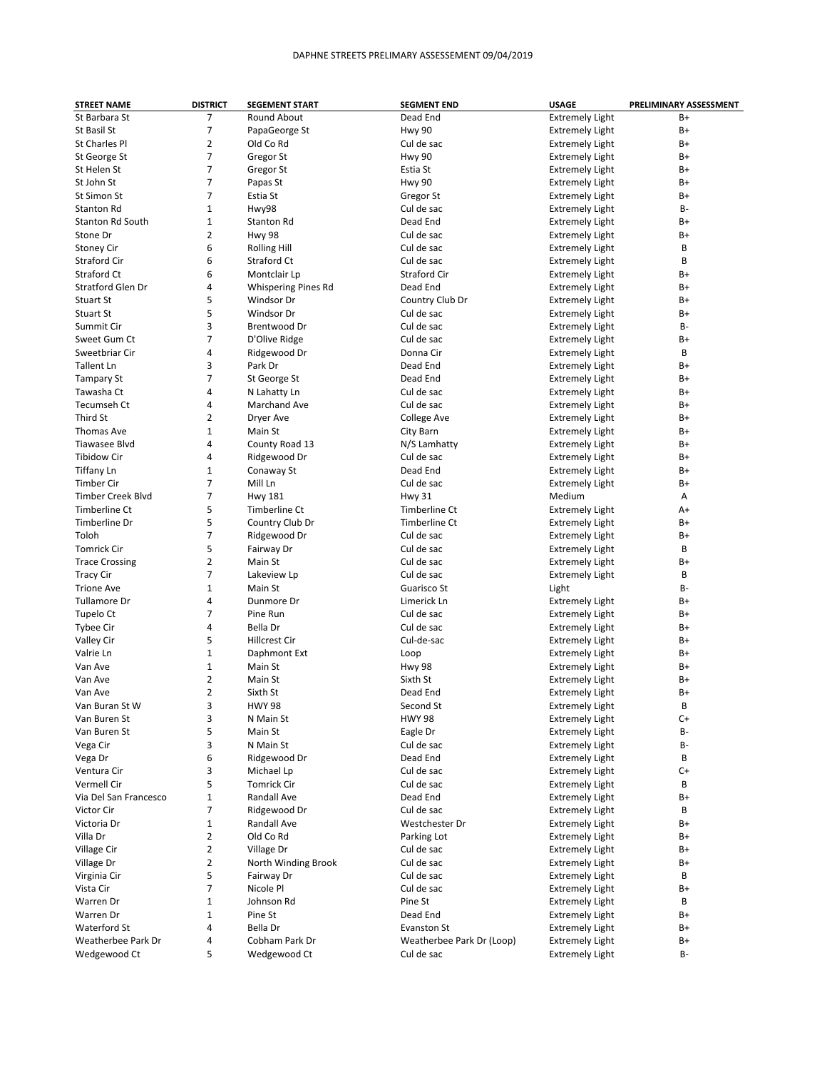DAPHNE STREETS PRELIMARY ASSESSEMENT 09/04/2019

| STREET NAME | DISTRICT | SEGEMENT START | SEGMENT END | USAGE | PRELIMINARY ASSESSMENT |
|---|---|---|---|---|---|
| St Barbara St | 7 | Round About | Dead End | Extremely Light | B+ |
| St Basil St | 7 | PapaGeorge St | Hwy 90 | Extremely Light | B+ |
| St Charles Pl | 2 | Old Co Rd | Cul de sac | Extremely Light | B+ |
| St George St | 7 | Gregor St | Hwy 90 | Extremely Light | B+ |
| St Helen St | 7 | Gregor St | Estia St | Extremely Light | B+ |
| St John St | 7 | Papas St | Hwy 90 | Extremely Light | B+ |
| St Simon St | 7 | Estia St | Gregor St | Extremely Light | B+ |
| Stanton Rd | 1 | Hwy98 | Cul de sac | Extremely Light | B- |
| Stanton Rd South | 1 | Stanton Rd | Dead End | Extremely Light | B+ |
| Stone Dr | 2 | Hwy 98 | Cul de sac | Extremely Light | B+ |
| Stoney Cir | 6 | Rolling Hill | Cul de sac | Extremely Light | B |
| Straford Cir | 6 | Straford Ct | Cul de sac | Extremely Light | B |
| Straford Ct | 6 | Montclair Lp | Straford Cir | Extremely Light | B+ |
| Stratford Glen Dr | 4 | Whispering Pines Rd | Dead End | Extremely Light | B+ |
| Stuart St | 5 | Windsor Dr | Country Club Dr | Extremely Light | B+ |
| Stuart St | 5 | Windsor Dr | Cul de sac | Extremely Light | B+ |
| Summit Cir | 3 | Brentwood Dr | Cul de sac | Extremely Light | B- |
| Sweet Gum Ct | 7 | D'Olive Ridge | Cul de sac | Extremely Light | B+ |
| Sweetbriar Cir | 4 | Ridgewood Dr | Donna Cir | Extremely Light | B |
| Tallent Ln | 3 | Park Dr | Dead End | Extremely Light | B+ |
| Tampary St | 7 | St George St | Dead End | Extremely Light | B+ |
| Tawasha Ct | 4 | N Lahatty Ln | Cul de sac | Extremely Light | B+ |
| Tecumseh Ct | 4 | Marchand Ave | Cul de sac | Extremely Light | B+ |
| Third St | 2 | Dryer Ave | College Ave | Extremely Light | B+ |
| Thomas Ave | 1 | Main St | City Barn | Extremely Light | B+ |
| Tiawasee Blvd | 4 | County Road 13 | N/S Lamhatty | Extremely Light | B+ |
| Tibidow Cir | 4 | Ridgewood Dr | Cul de sac | Extremely Light | B+ |
| Tiffany Ln | 1 | Conaway St | Dead End | Extremely Light | B+ |
| Timber Cir | 7 | Mill Ln | Cul de sac | Extremely Light | B+ |
| Timber Creek Blvd | 7 | Hwy 181 | Hwy 31 | Medium | A |
| Timberline Ct | 5 | Timberline Ct | Timberline Ct | Extremely Light | A+ |
| Timberline Dr | 5 | Country Club Dr | Timberline Ct | Extremely Light | B+ |
| Toloh | 7 | Ridgewood Dr | Cul de sac | Extremely Light | B+ |
| Tomrick Cir | 5 | Fairway Dr | Cul de sac | Extremely Light | B |
| Trace Crossing | 2 | Main St | Cul de sac | Extremely Light | B+ |
| Tracy Cir | 7 | Lakeview Lp | Cul de sac | Extremely Light | B |
| Trione Ave | 1 | Main St | Guarisco St | Light | B- |
| Tullamore Dr | 4 | Dunmore Dr | Limerick Ln | Extremely Light | B+ |
| Tupelo Ct | 7 | Pine Run | Cul de sac | Extremely Light | B+ |
| Tybee Cir | 4 | Bella Dr | Cul de sac | Extremely Light | B+ |
| Valley Cir | 5 | Hillcrest Cir | Cul-de-sac | Extremely Light | B+ |
| Valrie Ln | 1 | Daphmont Ext | Loop | Extremely Light | B+ |
| Van Ave | 1 | Main St | Hwy 98 | Extremely Light | B+ |
| Van Ave | 2 | Main St | Sixth St | Extremely Light | B+ |
| Van Ave | 2 | Sixth St | Dead End | Extremely Light | B+ |
| Van Buran St W | 3 | HWY 98 | Second St | Extremely Light | B |
| Van Buren St | 3 | N Main St | HWY 98 | Extremely Light | C+ |
| Van Buren St | 5 | Main St | Eagle Dr | Extremely Light | B- |
| Vega Cir | 3 | N Main St | Cul de sac | Extremely Light | B- |
| Vega Dr | 6 | Ridgewood Dr | Dead End | Extremely Light | B |
| Ventura Cir | 3 | Michael Lp | Cul de sac | Extremely Light | C+ |
| Vermell Cir | 5 | Tomrick Cir | Cul de sac | Extremely Light | B |
| Via Del San Francesco | 1 | Randall Ave | Dead End | Extremely Light | B+ |
| Victor Cir | 7 | Ridgewood Dr | Cul de sac | Extremely Light | B |
| Victoria Dr | 1 | Randall Ave | Westchester Dr | Extremely Light | B+ |
| Villa Dr | 2 | Old Co Rd | Parking Lot | Extremely Light | B+ |
| Village Cir | 2 | Village Dr | Cul de sac | Extremely Light | B+ |
| Village Dr | 2 | North Winding Brook | Cul de sac | Extremely Light | B+ |
| Virginia Cir | 5 | Fairway Dr | Cul de sac | Extremely Light | B |
| Vista Cir | 7 | Nicole Pl | Cul de sac | Extremely Light | B+ |
| Warren Dr | 1 | Johnson Rd | Pine St | Extremely Light | B |
| Warren Dr | 1 | Pine St | Dead End | Extremely Light | B+ |
| Waterford St | 4 | Bella Dr | Evanston St | Extremely Light | B+ |
| Weatherbee Park Dr | 4 | Cobham Park Dr | Weatherbee Park Dr (Loop) | Extremely Light | B+ |
| Wedgewood Ct | 5 | Wedgewood Ct | Cul de sac | Extremely Light | B- |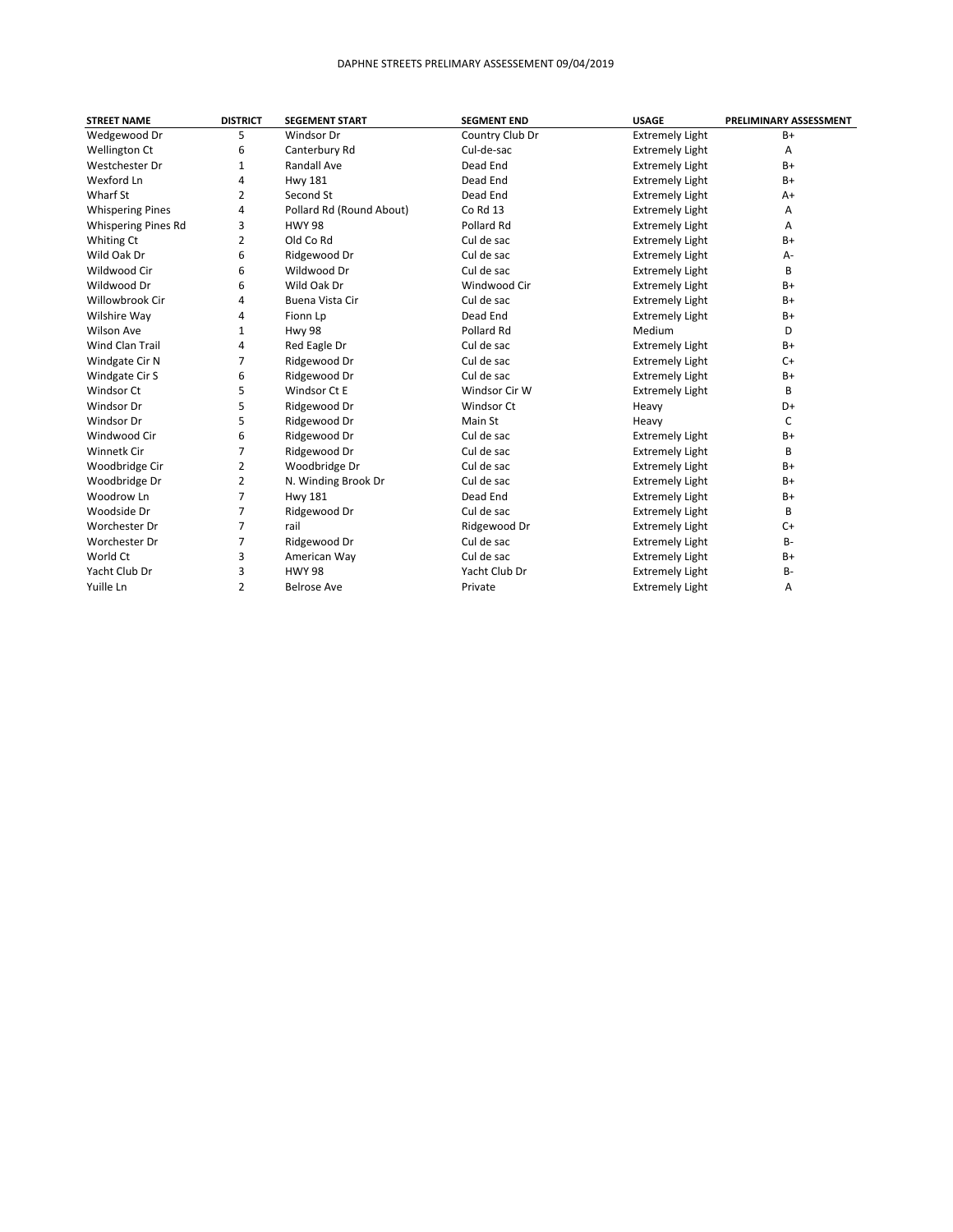DAPHNE STREETS PRELIMARY ASSESSEMENT 09/04/2019

| STREET NAME | DISTRICT | SEGEMENT START | SEGMENT END | USAGE | PRELIMINARY ASSESSMENT |
|---|---|---|---|---|---|
| Wedgewood Dr | 5 | Windsor Dr | Country Club Dr | Extremely Light | B+ |
| Wellington Ct | 6 | Canterbury Rd | Cul-de-sac | Extremely Light | A |
| Westchester Dr | 1 | Randall Ave | Dead End | Extremely Light | B+ |
| Wexford Ln | 4 | Hwy 181 | Dead End | Extremely Light | B+ |
| Wharf St | 2 | Second St | Dead End | Extremely Light | A+ |
| Whispering Pines | 4 | Pollard Rd (Round About) | Co Rd 13 | Extremely Light | A |
| Whispering Pines Rd | 3 | HWY 98 | Pollard Rd | Extremely Light | A |
| Whiting Ct | 2 | Old Co Rd | Cul de sac | Extremely Light | B+ |
| Wild Oak Dr | 6 | Ridgewood Dr | Cul de sac | Extremely Light | A- |
| Wildwood Cir | 6 | Wildwood Dr | Cul de sac | Extremely Light | B |
| Wildwood Dr | 6 | Wild Oak Dr | Windwood Cir | Extremely Light | B+ |
| Willowbrook Cir | 4 | Buena Vista Cir | Cul de sac | Extremely Light | B+ |
| Wilshire Way | 4 | Fionn Lp | Dead End | Extremely Light | B+ |
| Wilson Ave | 1 | Hwy 98 | Pollard Rd | Medium | D |
| Wind Clan Trail | 4 | Red Eagle Dr | Cul de sac | Extremely Light | B+ |
| Windgate Cir N | 7 | Ridgewood Dr | Cul de sac | Extremely Light | C+ |
| Windgate Cir S | 6 | Ridgewood Dr | Cul de sac | Extremely Light | B+ |
| Windsor Ct | 5 | Windsor Ct E | Windsor Cir W | Extremely Light | B |
| Windsor Dr | 5 | Ridgewood Dr | Windsor Ct | Heavy | D+ |
| Windsor Dr | 5 | Ridgewood Dr | Main St | Heavy | C |
| Windwood Cir | 6 | Ridgewood Dr | Cul de sac | Extremely Light | B+ |
| Winnetk Cir | 7 | Ridgewood Dr | Cul de sac | Extremely Light | B |
| Woodbridge Cir | 2 | Woodbridge Dr | Cul de sac | Extremely Light | B+ |
| Woodbridge Dr | 2 | N. Winding Brook Dr | Cul de sac | Extremely Light | B+ |
| Woodrow Ln | 7 | Hwy 181 | Dead End | Extremely Light | B+ |
| Woodside Dr | 7 | Ridgewood Dr | Cul de sac | Extremely Light | B |
| Worchester Dr | 7 | rail | Ridgewood Dr | Extremely Light | C+ |
| Worchester Dr | 7 | Ridgewood Dr | Cul de sac | Extremely Light | B- |
| World Ct | 3 | American Way | Cul de sac | Extremely Light | B+ |
| Yacht Club Dr | 3 | HWY 98 | Yacht Club Dr | Extremely Light | B- |
| Yuille Ln | 2 | Belrose Ave | Private | Extremely Light | A |